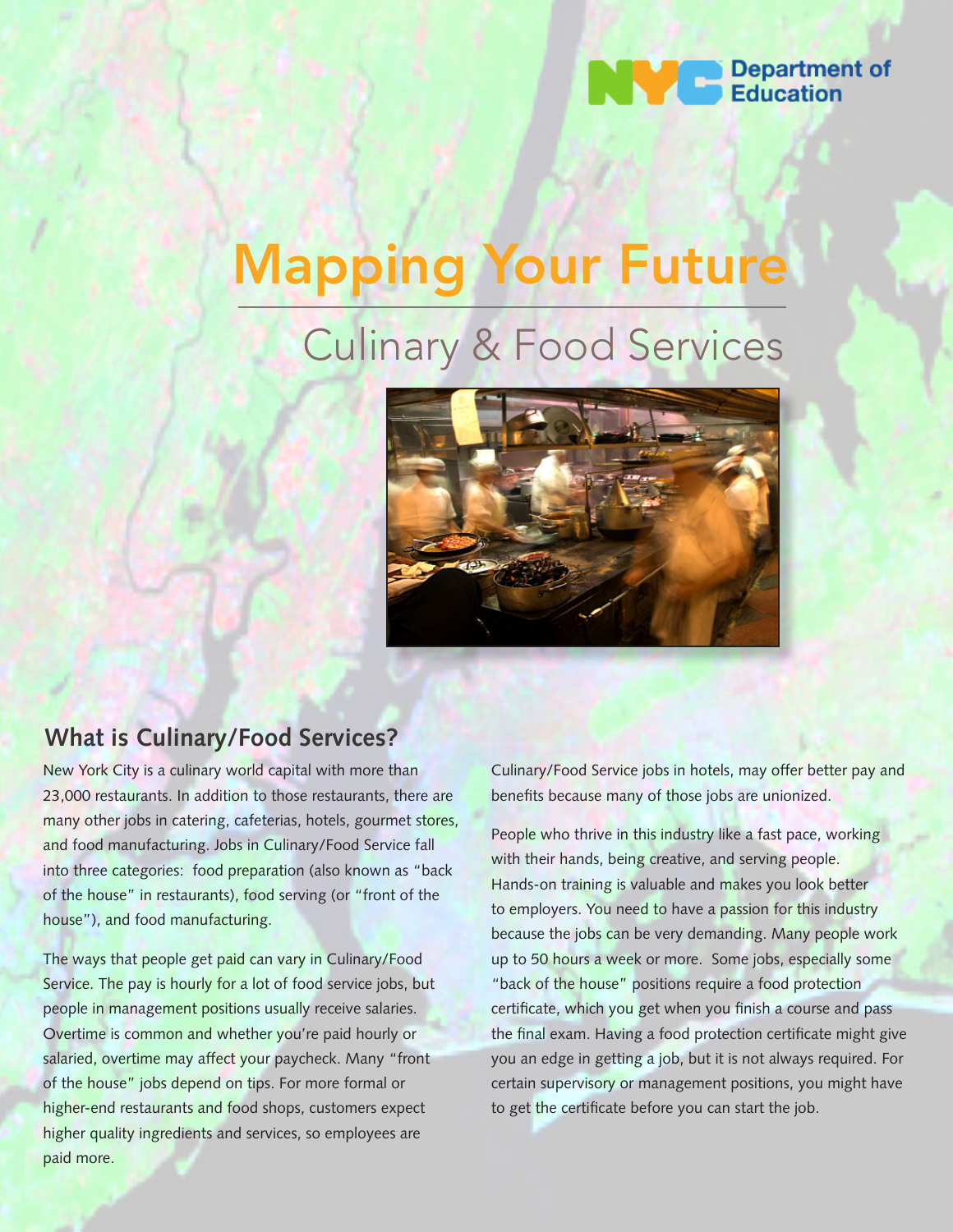NYC Department of Education

# Mapping Your Future

## Culinary & Food Services

### What is Culinary/Food Services?

New York City is a culinary world capital with more than 23,000 restaurants. In addition to those restaurants, there are many other jobs in catering, cafeterias, hotels, gourmet stores, and food manufacturing. Jobs in Culinary/Food Service fall into three categories: food preparation (also known as "back of the house" in restaurants), food serving (or "front of the house"), and food manufacturing.

The ways that people get paid can vary in Culinary/Food Service. The pay is hourly for a lot of food service jobs, but people in management positions usually receive salaries. Overtime is common and whether you're paid hourly or salaried, overtime may affect your paycheck. Many "front of the house" jobs depend on tips. For more formal or higher-end restaurants and food shops, customers expect higher quality ingredients and services, so employees are paid more. Culinary/Food Service jobs in hotels, may offer better pay and benefits because many of those jobs are unionized.

People who thrive in this industry like a fast pace, working with their hands, being creative, and serving people. Hands-on training is valuable and makes you look better to employers. You need to have a passion for this industry because the jobs can be very demanding. Many people work up to 50 hours a week or more. Some jobs, especially some "back of the house" positions require a food protection certificate, which you get when you finish a course and pass the final exam. Having a food protection certificate might give you an edge in getting a job, but it is not always required. For certain supervisory or management positions, you might have to get the certificate before you can start the job.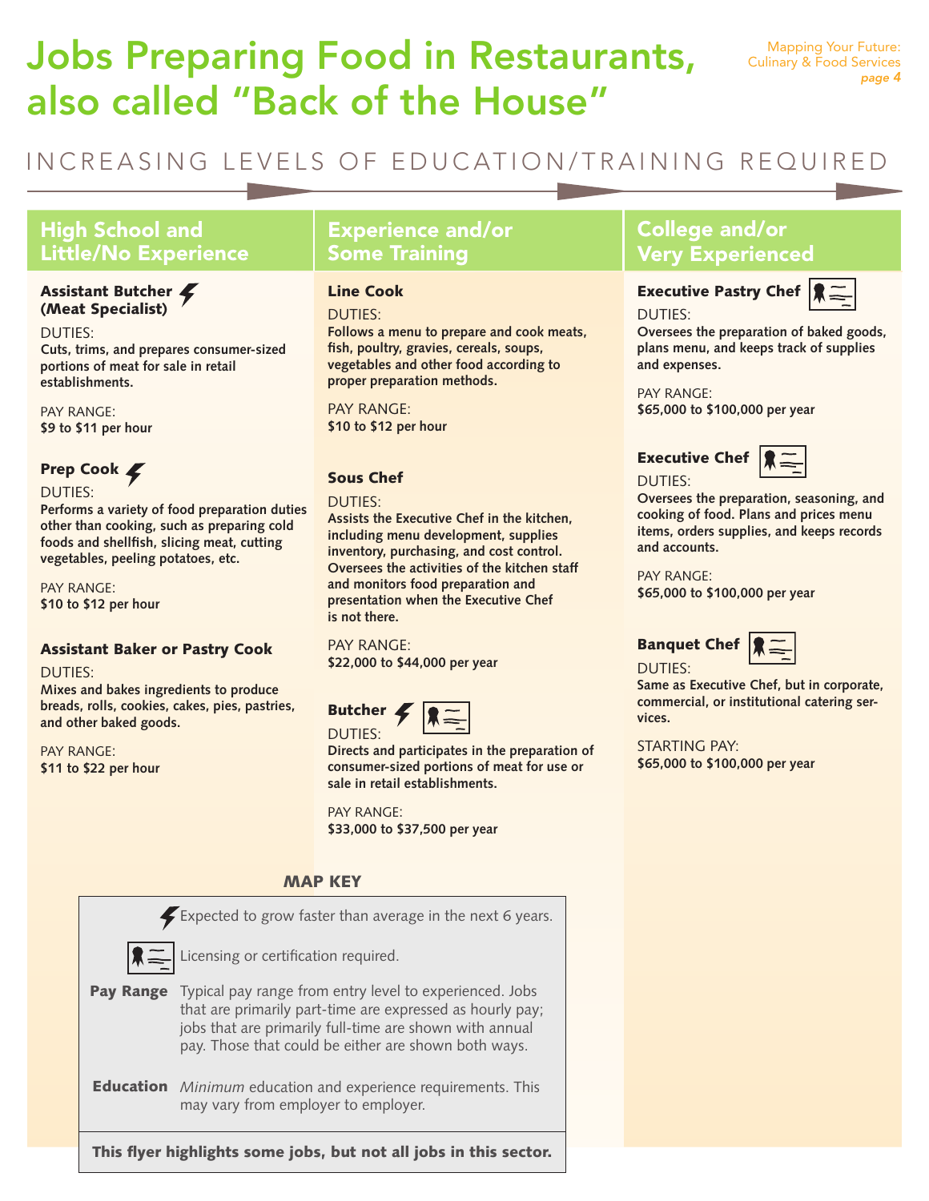# Jobs Preparing Food in Restaurants, also called "Back of the House"

INCREASING LEVELS OF EDUCATION/TRAINING REQUIRED

## High School and Little/No Experience

### Assistant Butcher (Meat Specialist) ⚡

DUTIES:
**Cuts, trims, and prepares consumer-sized portions of meat for sale in retail establishments.**

PAY RANGE:
**$9 to $11 per hour**

### Prep Cook ⚡

DUTIES:
**Performs a variety of food preparation duties other than cooking, such as preparing cold foods and shellfish, slicing meat, cutting vegetables, peeling potatoes, etc.**

PAY RANGE:
**$10 to $12 per hour**

### Assistant Baker or Pastry Cook

DUTIES:
**Mixes and bakes ingredients to produce breads, rolls, cookies, cakes, pies, pastries, and other baked goods.**

PAY RANGE:
**$11 to $22 per hour**

## Experience and/or Some Training

### Line Cook

DUTIES:
**Follows a menu to prepare and cook meats, fish, poultry, gravies, cereals, soups, vegetables and other food according to proper preparation methods.**

PAY RANGE:
**$10 to $12 per hour**

### Sous Chef

DUTIES:
**Assists the Executive Chef in the kitchen, including menu development, supplies inventory, purchasing, and cost control. Oversees the activities of the kitchen staff and monitors food preparation and presentation when the Executive Chef is not there.**

PAY RANGE:
**$22,000 to $44,000 per year**

### Butcher ⚡ (Licensing or certification required)

DUTIES:
**Directs and participates in the preparation of consumer-sized portions of meat for use or sale in retail establishments.**

PAY RANGE:
**$33,000 to $37,500 per year**

## College and/or Very Experienced

### Executive Pastry Chef (Licensing or certification required)

DUTIES:
**Oversees the preparation of baked goods, plans menu, and keeps track of supplies and expenses.**

PAY RANGE:
**$65,000 to $100,000 per year**

### Executive Chef (Licensing or certification required)

DUTIES:
**Oversees the preparation, seasoning, and cooking of food. Plans and prices menu items, orders supplies, and keeps records and accounts.**

PAY RANGE:
**$65,000 to $100,000 per year**

### Banquet Chef (Licensing or certification required)

DUTIES:
**Same as Executive Chef, but in corporate, commercial, or institutional catering services.**

STARTING PAY:
**$65,000 to $100,000 per year**

## MAP KEY

⚡ Expected to grow faster than average in the next 6 years.

(Certificate icon) Licensing or certification required.

**Pay Range** Typical pay range from entry level to experienced. Jobs that are primarily part-time are expressed as hourly pay; jobs that are primarily full-time are shown with annual pay. Those that could be either are shown both ways.

**Education** *Minimum* education and experience requirements. This may vary from employer to employer.

**This flyer highlights some jobs, but not all jobs in this sector.**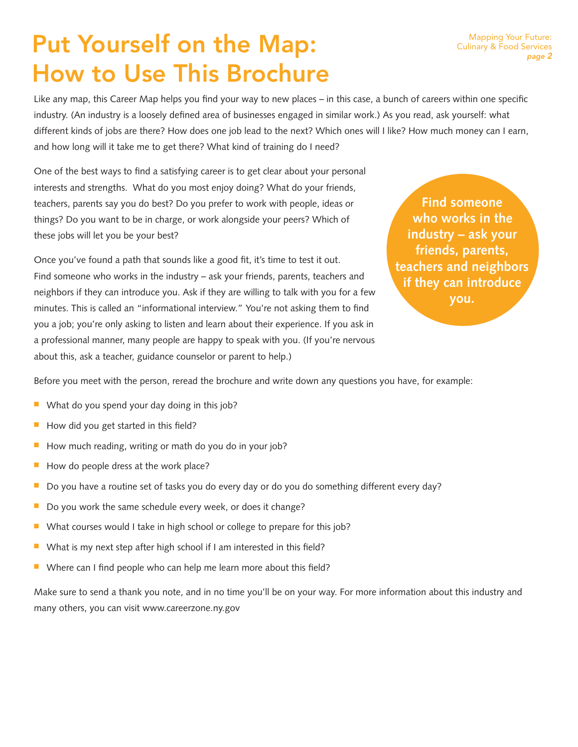# Put Yourself on the Map: How to Use This Brochure

Like any map, this Career Map helps you find your way to new places – in this case, a bunch of careers within one specific industry. (An industry is a loosely defined area of businesses engaged in similar work.) As you read, ask yourself: what different kinds of jobs are there? How does one job lead to the next? Which ones will I like? How much money can I earn, and how long will it take me to get there? What kind of training do I need?

One of the best ways to find a satisfying career is to get clear about your personal interests and strengths. What do you most enjoy doing? What do your friends, teachers, parents say you do best? Do you prefer to work with people, ideas or things? Do you want to be in charge, or work alongside your peers? Which of these jobs will let you be your best?

**Find someone who works in the industry – ask your friends, parents, teachers and neighbors if they can introduce you.**

Once you've found a path that sounds like a good fit, it's time to test it out. Find someone who works in the industry – ask your friends, parents, teachers and neighbors if they can introduce you. Ask if they are willing to talk with you for a few minutes. This is called an "informational interview." You're not asking them to find you a job; you're only asking to listen and learn about their experience. If you ask in a professional manner, many people are happy to speak with you. (If you're nervous about this, ask a teacher, guidance counselor or parent to help.)

Before you meet with the person, reread the brochure and write down any questions you have, for example:

- What do you spend your day doing in this job?
- How did you get started in this field?
- How much reading, writing or math do you do in your job?
- How do people dress at the work place?
- Do you have a routine set of tasks you do every day or do you do something different every day?
- Do you work the same schedule every week, or does it change?
- What courses would I take in high school or college to prepare for this job?
- What is my next step after high school if I am interested in this field?
- Where can I find people who can help me learn more about this field?

Make sure to send a thank you note, and in no time you'll be on your way. For more information about this industry and many others, you can visit www.careerzone.ny.gov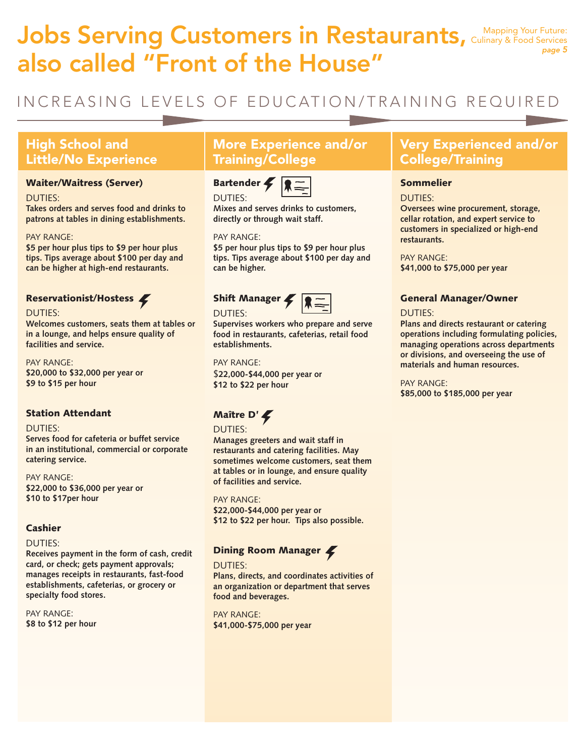# Jobs Serving Customers in Restaurants, also called "Front of the House"

INCREASING LEVELS OF EDUCATION/TRAINING REQUIRED

## High School and Little/No Experience

### Waiter/Waitress (Server)

DUTIES:
**Takes orders and serves food and drinks to patrons at tables in dining establishments.**

PAY RANGE:
**$5 per hour plus tips to $9 per hour plus tips. Tips average about $100 per day and can be higher at high-end restaurants.**

### Reservationist/Hostess

DUTIES:
**Welcomes customers, seats them at tables or in a lounge, and helps ensure quality of facilities and service.**

PAY RANGE:
**$20,000 to $32,000 per year or $9 to $15 per hour**

### Station Attendant

DUTIES:
**Serves food for cafeteria or buffet service in an institutional, commercial or corporate catering service.**

PAY RANGE:
**$22,000 to $36,000 per year or $10 to $17per hour**

### Cashier

DUTIES:
**Receives payment in the form of cash, credit card, or check; gets payment approvals; manages receipts in restaurants, fast-food establishments, cafeterias, or grocery or specialty food stores.**

PAY RANGE:
**$8 to $12 per hour**

## More Experience and/or Training/College

### Bartender

DUTIES:
**Mixes and serves drinks to customers, directly or through wait staff.**

PAY RANGE:
**$5 per hour plus tips to $9 per hour plus tips. Tips average about $100 per day and can be higher.**

### Shift Manager

DUTIES:
**Supervises workers who prepare and serve food in restaurants, cafeterias, retail food establishments.**

PAY RANGE:
**$22,000-$44,000 per year or $12 to $22 per hour**

### Maître D'

DUTIES:
**Manages greeters and wait staff in restaurants and catering facilities. May sometimes welcome customers, seat them at tables or in lounge, and ensure quality of facilities and service.**

PAY RANGE:
**$22,000-$44,000 per year or $12 to $22 per hour. Tips also possible.**

### Dining Room Manager

DUTIES:
**Plans, directs, and coordinates activities of an organization or department that serves food and beverages.**

PAY RANGE:
**$41,000-$75,000 per year**

## Very Experienced and/or College/Training

### Sommelier

DUTIES:
**Oversees wine procurement, storage, cellar rotation, and expert service to customers in specialized or high-end restaurants.**

PAY RANGE:
**$41,000 to $75,000 per year**

### General Manager/Owner

DUTIES:
**Plans and directs restaurant or catering operations including formulating policies, managing operations across departments or divisions, and overseeing the use of materials and human resources.**

PAY RANGE:
**$85,000 to $185,000 per year**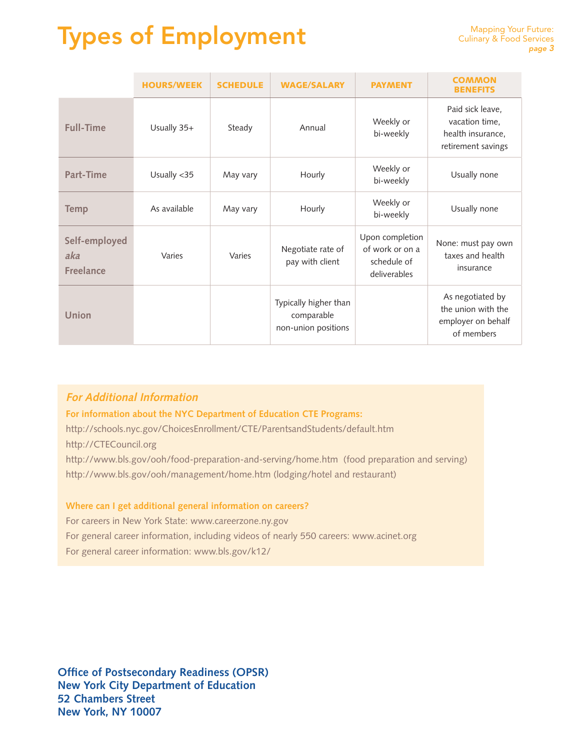# Types of Employment

| | HOURS/WEEK | SCHEDULE | WAGE/SALARY | PAYMENT | COMMON BENEFITS |
|---|---|---|---|---|---|
| **Full-Time** | Usually 35+ | Steady | Annual | Weekly or bi-weekly | Paid sick leave, vacation time, health insurance, retirement savings |
| **Part-Time** | Usually <35 | May vary | Hourly | Weekly or bi-weekly | Usually none |
| **Temp** | As available | May vary | Hourly | Weekly or bi-weekly | Usually none |
| **Self-employed *aka* Freelance** | Varies | Varies | Negotiate rate of pay with client | Upon completion of work or on a schedule of deliverables | None: must pay own taxes and health insurance |
| **Union** | | | Typically higher than comparable non-union positions | | As negotiated by the union with the employer on behalf of members |

## *For Additional Information*

**For information about the NYC Department of Education CTE Programs:**

http://schools.nyc.gov/ChoicesEnrollment/CTE/ParentsandStudents/default.htm

http://CTECouncil.org

http://www.bls.gov/ooh/food-preparation-and-serving/home.htm (food preparation and serving)

http://www.bls.gov/ooh/management/home.htm (lodging/hotel and restaurant)

**Where can I get additional general information on careers?**

For careers in New York State: www.careerzone.ny.gov

For general career information, including videos of nearly 550 careers: www.acinet.org

For general career information: www.bls.gov/k12/

**Office of Postsecondary Readiness (OPSR)**
**New York City Department of Education**
**52 Chambers Street**
**New York, NY 10007**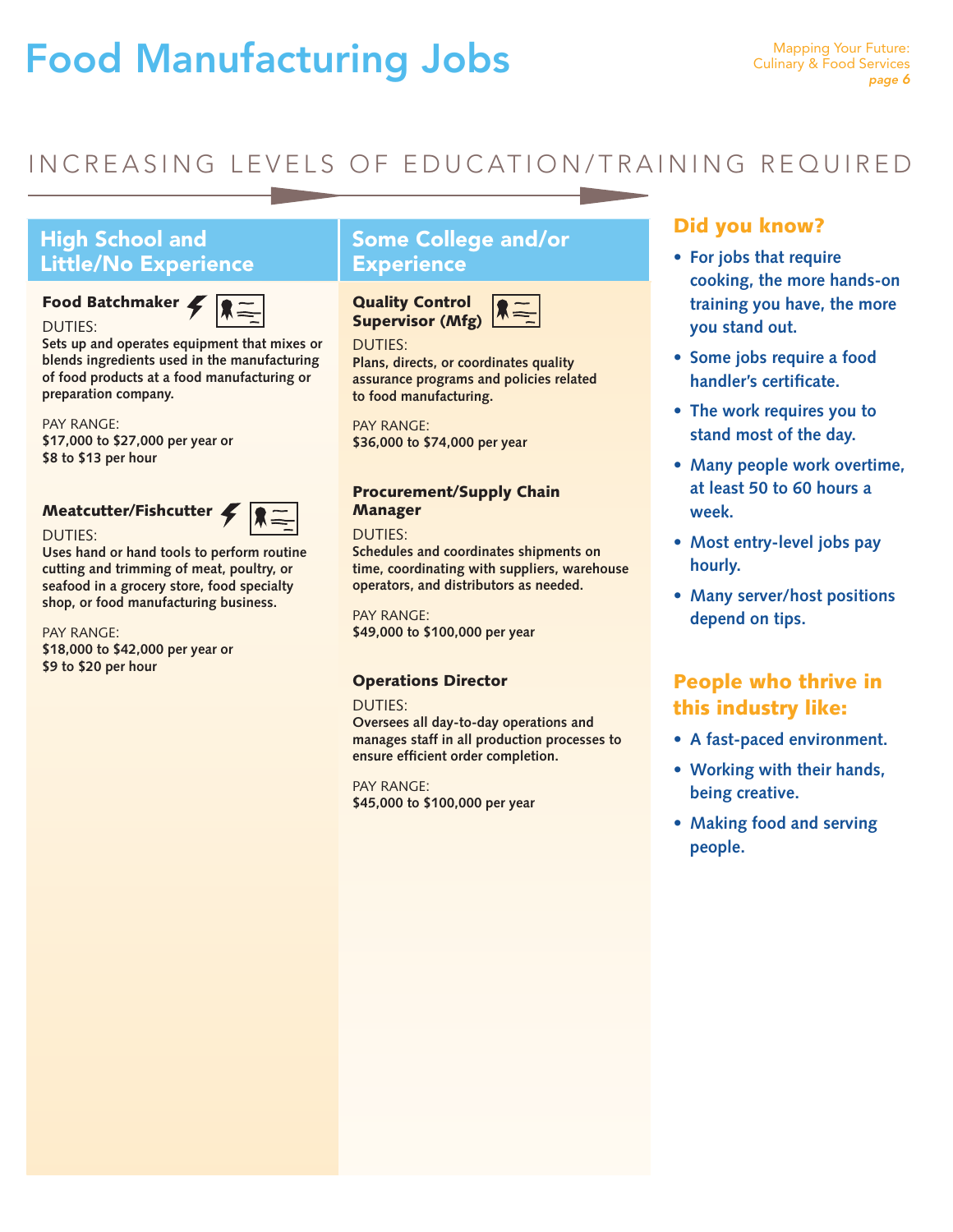# Food Manufacturing Jobs

INCREASING LEVELS OF EDUCATION/TRAINING REQUIRED

## High School and Little/No Experience

### Food Batchmaker

DUTIES:
**Sets up and operates equipment that mixes or blends ingredients used in the manufacturing of food products at a food manufacturing or preparation company.**

PAY RANGE:
**$17,000 to $27,000 per year or $8 to $13 per hour**

### Meatcutter/Fishcutter

DUTIES:
**Uses hand or hand tools to perform routine cutting and trimming of meat, poultry, or seafood in a grocery store, food specialty shop, or food manufacturing business.**

PAY RANGE:
**$18,000 to $42,000 per year or $9 to $20 per hour**

## Some College and/or Experience

### Quality Control Supervisor (Mfg)

DUTIES:
**Plans, directs, or coordinates quality assurance programs and policies related to food manufacturing.**

PAY RANGE:
**$36,000 to $74,000 per year**

### Procurement/Supply Chain Manager

DUTIES:
**Schedules and coordinates shipments on time, coordinating with suppliers, warehouse operators, and distributors as needed.**

PAY RANGE:
**$49,000 to $100,000 per year**

### Operations Director

DUTIES:
**Oversees all day-to-day operations and manages staff in all production processes to ensure efficient order completion.**

PAY RANGE:
**$45,000 to $100,000 per year**

## Did you know?

- For jobs that require cooking, the more hands-on training you have, the more you stand out.
- Some jobs require a food handler's certificate.
- The work requires you to stand most of the day.
- Many people work overtime, at least 50 to 60 hours a week.
- Most entry-level jobs pay hourly.
- Many server/host positions depend on tips.

## People who thrive in this industry like:

- A fast-paced environment.
- Working with their hands, being creative.
- Making food and serving people.